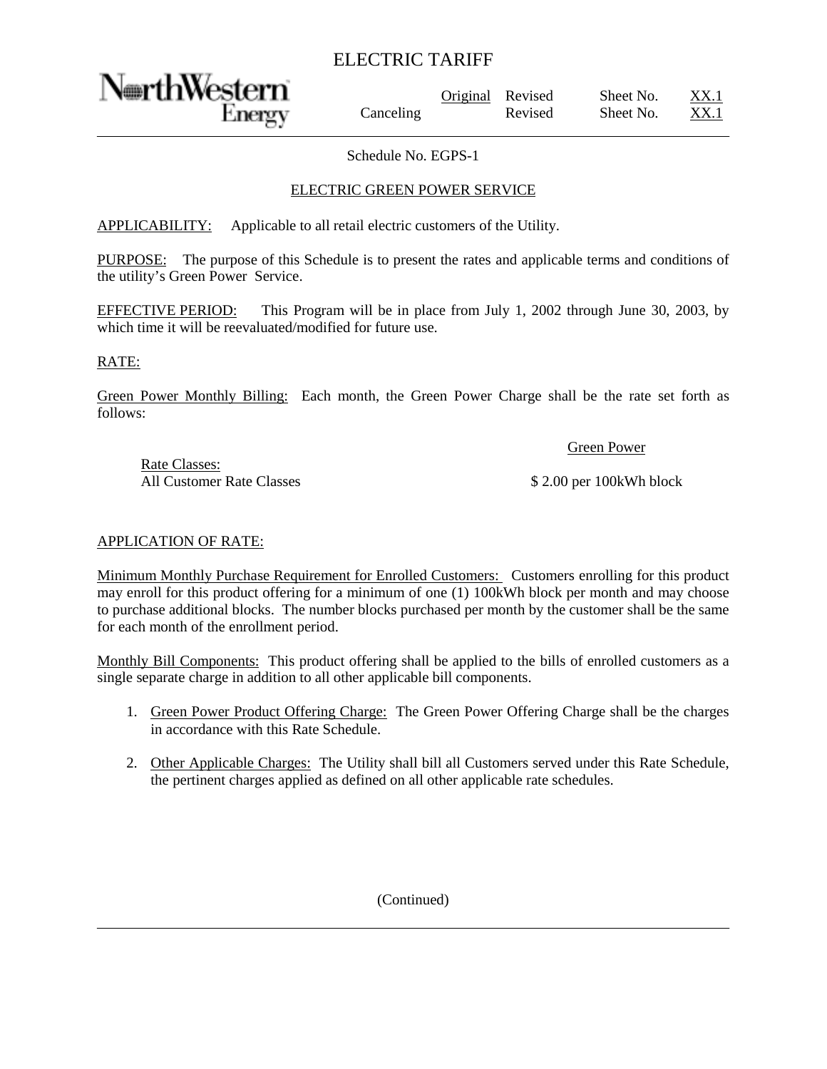# ELECTRIC TARIFF

NorthWestern Energy

| | Original | Revised | Sheet No. | XX.1 |
|---|---|---|---|---|
| Canceling | | Revised | Sheet No. | XX.1 |

Schedule No. EGPS-1

## ELECTRIC GREEN POWER SERVICE

APPLICABILITY: Applicable to all retail electric customers of the Utility.

PURPOSE: The purpose of this Schedule is to present the rates and applicable terms and conditions of the utility's Green Power Service.

EFFECTIVE PERIOD: This Program will be in place from July 1, 2002 through June 30, 2003, by which time it will be reevaluated/modified for future use.

RATE:

Green Power Monthly Billing: Each month, the Green Power Charge shall be the rate set forth as follows:

| Rate Classes: | Green Power |
|---|---|
| All Customer Rate Classes | $ 2.00 per 100kWh block |

APPLICATION OF RATE:

Minimum Monthly Purchase Requirement for Enrolled Customers: Customers enrolling for this product may enroll for this product offering for a minimum of one (1) 100kWh block per month and may choose to purchase additional blocks. The number blocks purchased per month by the customer shall be the same for each month of the enrollment period.

Monthly Bill Components: This product offering shall be applied to the bills of enrolled customers as a single separate charge in addition to all other applicable bill components.

1. Green Power Product Offering Charge: The Green Power Offering Charge shall be the charges in accordance with this Rate Schedule.
2. Other Applicable Charges: The Utility shall bill all Customers served under this Rate Schedule, the pertinent charges applied as defined on all other applicable rate schedules.

(Continued)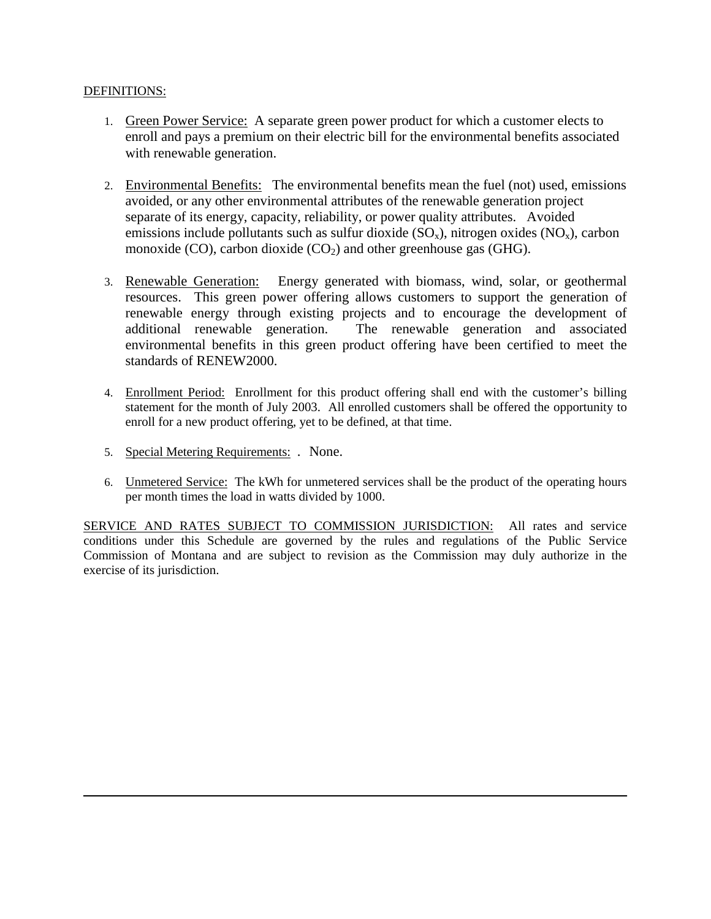DEFINITIONS:

1. Green Power Service: A separate green power product for which a customer elects to enroll and pays a premium on their electric bill for the environmental benefits associated with renewable generation.

2. Environmental Benefits: The environmental benefits mean the fuel (not) used, emissions avoided, or any other environmental attributes of the renewable generation project separate of its energy, capacity, reliability, or power quality attributes. Avoided emissions include pollutants such as sulfur dioxide ($SO_x$), nitrogen oxides ($NO_x$), carbon monoxide (CO), carbon dioxide ($CO_2$) and other greenhouse gas (GHG).

3. Renewable Generation: Energy generated with biomass, wind, solar, or geothermal resources. This green power offering allows customers to support the generation of renewable energy through existing projects and to encourage the development of additional renewable generation. The renewable generation and associated environmental benefits in this green product offering have been certified to meet the standards of RENEW2000.

4. Enrollment Period: Enrollment for this product offering shall end with the customer's billing statement for the month of July 2003. All enrolled customers shall be offered the opportunity to enroll for a new product offering, yet to be defined, at that time.

5. Special Metering Requirements: . None.

6. Unmetered Service: The kWh for unmetered services shall be the product of the operating hours per month times the load in watts divided by 1000.

SERVICE AND RATES SUBJECT TO COMMISSION JURISDICTION: All rates and service conditions under this Schedule are governed by the rules and regulations of the Public Service Commission of Montana and are subject to revision as the Commission may duly authorize in the exercise of its jurisdiction.